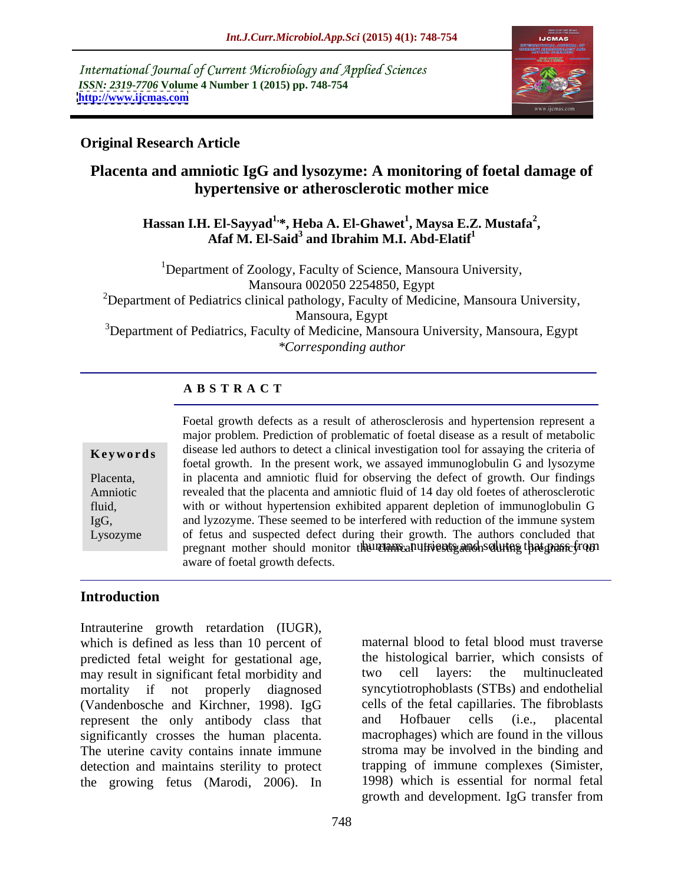International Journal of Current Microbiology and Applied Sciences
*ISSN: 2319-7706* **Volume 4 Number 1 (2015) pp. 748-754**
**http://www.ijcmas.com**

**Original Research Article**

# Placenta and amniotic IgG and lysozyme: A monitoring of foetal damage of hypertensive or atherosclerotic mother mice

**Hassan I.H. El-Sayyad[1,]*, Heba A. El-Ghawet[1], Maysa E.Z. Mustafa[2], Afaf M. El-Said[3] and Ibrahim M.I. Abd-Elatif[1]**

[1]Department of Zoology, Faculty of Science, Mansoura University, Mansoura 002050 2254850, Egypt
[2]Department of Pediatrics clinical pathology, Faculty of Medicine, Mansoura University, Mansoura, Egypt
[3]Department of Pediatrics, Faculty of Medicine, Mansoura University, Mansoura, Egypt
*\*Corresponding author*

## A B S T R A C T

**Keywords**

Placenta, Amniotic fluid, IgG, Lysozyme

Foetal growth defects as a result of atherosclerosis and hypertension represent a major problem. Prediction of problematic of foetal disease as a result of metabolic disease led authors to detect a clinical investigation tool for assaying the criteria of foetal growth. In the present work, we assayed immunoglobulin G and lysozyme in placenta and amniotic fluid for observing the defect of growth. Our findings revealed that the placenta and amniotic fluid of 14 day old foetes of atherosclerotic with or without hypertension exhibited apparent depletion of immunoglobulin G and lyzozyme. These seemed to be interfered with reduction of the immune system of fetus and suspected defect during their growth. The authors concluded that pregnant mother should monitor the clinical investigation during pregnancy to aware of foetal growth defects.

## Introduction

Intrauterine growth retardation (IUGR), which is defined as less than 10 percent of predicted fetal weight for gestational age, may result in significant fetal morbidity and mortality if not properly diagnosed (Vandenbosche and Kirchner, 1998). IgG represent the only antibody class that significantly crosses the human placenta. The uterine cavity contains innate immune detection and maintains sterility to protect the growing fetus (Marodi, 2006). In humans, nutrients and solutes that pass from maternal blood to fetal blood must traverse the histological barrier, which consists of two cell layers: the multinucleated syncytiotrophoblasts (STBs) and endothelial cells of the fetal capillaries. The fibroblasts and Hofbauer cells (i.e., placental macrophages) which are found in the villous stroma may be involved in the binding and trapping of immune complexes (Simister, 1998) which is essential for normal fetal growth and development. IgG transfer from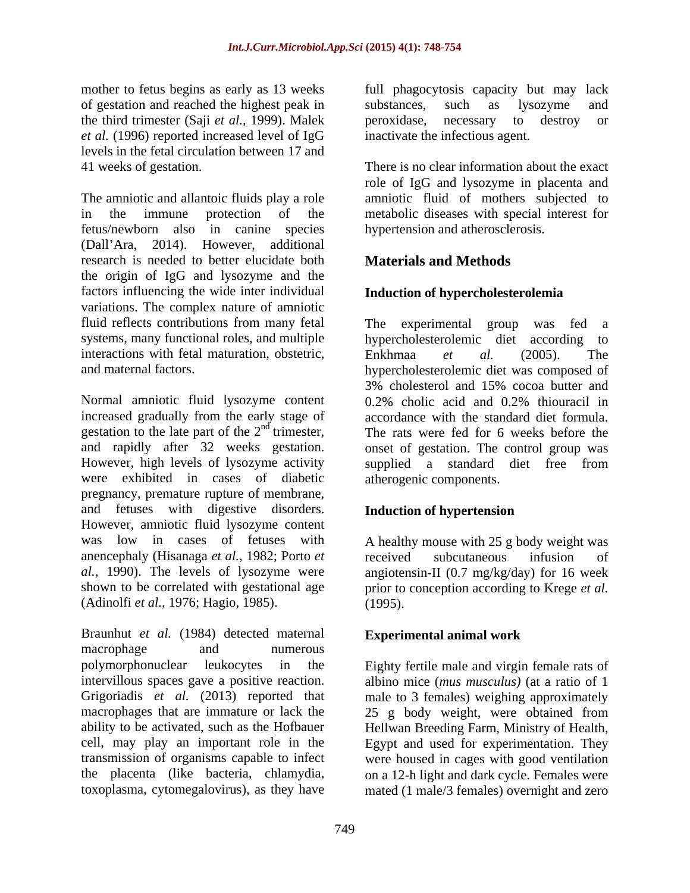mother to fetus begins as early as 13 weeks of gestation and reached the highest peak in the third trimester (Saji *et al.*, 1999). Malek *et al.* (1996) reported increased level of IgG levels in the fetal circulation between 17 and 41 weeks of gestation.

The amniotic and allantoic fluids play a role in the immune protection of the fetus/newborn also in canine species (Dall'Ara, 2014). However, additional research is needed to better elucidate both the origin of IgG and lysozyme and the factors influencing the wide inter individual variations. The complex nature of amniotic fluid reflects contributions from many fetal systems, many functional roles, and multiple interactions with fetal maturation, obstetric, and maternal factors.

Normal amniotic fluid lysozyme content increased gradually from the early stage of gestation to the late part of the 2nd trimester, and rapidly after 32 weeks gestation. However, high levels of lysozyme activity were exhibited in cases of diabetic pregnancy, premature rupture of membrane, and fetuses with digestive disorders. However, amniotic fluid lysozyme content was low in cases of fetuses with anencephaly (Hisanaga *et al.*, 1982; Porto *et al.*, 1990). The levels of lysozyme were shown to be correlated with gestational age (Adinolfi *et al.*, 1976; Hagio, 1985).

Braunhut *et al.* (1984) detected maternal macrophage and numerous polymorphonuclear leukocytes in the intervillous spaces gave a positive reaction. Grigoriadis *et al.* (2013) reported that macrophages that are immature or lack the ability to be activated, such as the Hofbauer cell, may play an important role in the transmission of organisms capable to infect the placenta (like bacteria, chlamydia, toxoplasma, cytomegalovirus), as they have full phagocytosis capacity but may lack substances, such as lysozyme and peroxidase, necessary to destroy or inactivate the infectious agent.

There is no clear information about the exact role of IgG and lysozyme in placenta and amniotic fluid of mothers subjected to metabolic diseases with special interest for hypertension and atherosclerosis.

## Materials and Methods

### Induction of hypercholesterolemia

The experimental group was fed a hypercholesterolemic diet according to Enkhmaa *et al.* (2005). The hypercholesterolemic diet was composed of 3% cholesterol and 15% cocoa butter and 0.2% cholic acid and 0.2% thiouracil in accordance with the standard diet formula. The rats were fed for 6 weeks before the onset of gestation. The control group was supplied a standard diet free from atherogenic components.

### Induction of hypertension

A healthy mouse with 25 g body weight was received subcutaneous infusion of angiotensin-II (0.7 mg/kg/day) for 16 week prior to conception according to Krege *et al.* (1995).

### Experimental animal work

Eighty fertile male and virgin female rats of albino mice (*mus musculus)* (at a ratio of 1 male to 3 females) weighing approximately 25 g body weight, were obtained from Hellwan Breeding Farm, Ministry of Health, Egypt and used for experimentation. They were housed in cages with good ventilation on a 12-h light and dark cycle. Females were mated (1 male/3 females) overnight and zero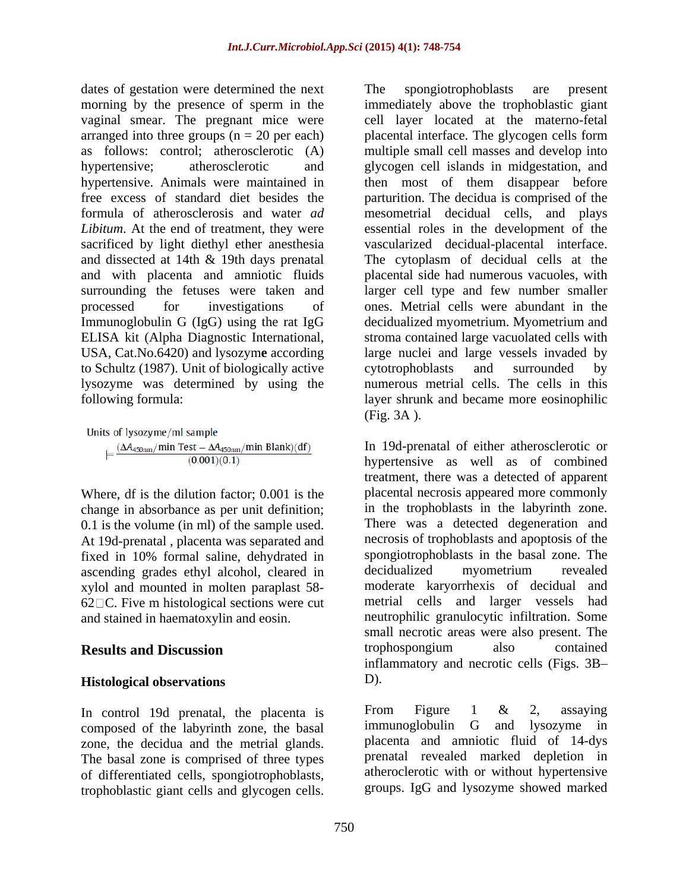dates of gestation were determined the next morning by the presence of sperm in the vaginal smear. The pregnant mice were arranged into three groups (n = 20 per each) as follows: control; atherosclerotic (A) hypertensive; atherosclerotic and hypertensive. Animals were maintained in free excess of standard diet besides the formula of atherosclerosis and water *ad Libitum*. At the end of treatment, they were sacrificed by light diethyl ether anesthesia and dissected at 14th & 19th days prenatal and with placenta and amniotic fluids surrounding the fetuses were taken and processed for investigations of Immunoglobulin G (IgG) using the rat IgG ELISA kit (Alpha Diagnostic International, USA, Cat.No.6420) and lysozym**e** according to Schultz (1987). Unit of biologically active lysozyme was determined by using the following formula:

$$\text{Units of lysozyme/ml sample} = \frac{(\Delta A_{450\text{nm}}/\text{min Test} - \Delta A_{450\text{nm}}/\text{min Blank})(\text{df})}{(0.001)(0.1)}$$

Where, df is the dilution factor; 0.001 is the change in absorbance as per unit definition; 0.1 is the volume (in ml) of the sample used. At 19d-prenatal , placenta was separated and fixed in 10% formal saline, dehydrated in ascending grades ethyl alcohol, cleared in xylol and mounted in molten paraplast 58-62□C. Five m histological sections were cut and stained in haematoxylin and eosin.

## Results and Discussion

### Histological observations

In control 19d prenatal, the placenta is composed of the labyrinth zone, the basal zone, the decidua and the metrial glands. The basal zone is comprised of three types of differentiated cells, spongiotrophoblasts, trophoblastic giant cells and glycogen cells. The spongiotrophoblasts are present immediately above the trophoblastic giant cell layer located at the materno-fetal placental interface. The glycogen cells form multiple small cell masses and develop into glycogen cell islands in midgestation, and then most of them disappear before parturition. The decidua is comprised of the mesometrial decidual cells, and plays essential roles in the development of the vascularized decidual-placental interface. The cytoplasm of decidual cells at the placental side had numerous vacuoles, with larger cell type and few number smaller ones. Metrial cells were abundant in the decidualized myometrium. Myometrium and stroma contained large vacuolated cells with large nuclei and large vessels invaded by cytotrophoblasts and surrounded by numerous metrial cells. The cells in this layer shrunk and became more eosinophilic (Fig. 3A ).

In 19d-prenatal of either atherosclerotic or hypertensive as well as of combined treatment, there was a detected of apparent placental necrosis appeared more commonly in the trophoblasts in the labyrinth zone. There was a detected degeneration and necrosis of trophoblasts and apoptosis of the spongiotrophoblasts in the basal zone. The decidualized myometrium revealed moderate karyorrhexis of decidual and metrial cells and larger vessels had neutrophilic granulocytic infiltration. Some small necrotic areas were also present. The trophospongium also contained inflammatory and necrotic cells (Figs. 3B–D).

From Figure 1 & 2, assaying immunoglobulin G and lysozyme in placenta and amniotic fluid of 14-dys prenatal revealed marked depletion in atheroclerotic with or without hypertensive groups. IgG and lysozyme showed marked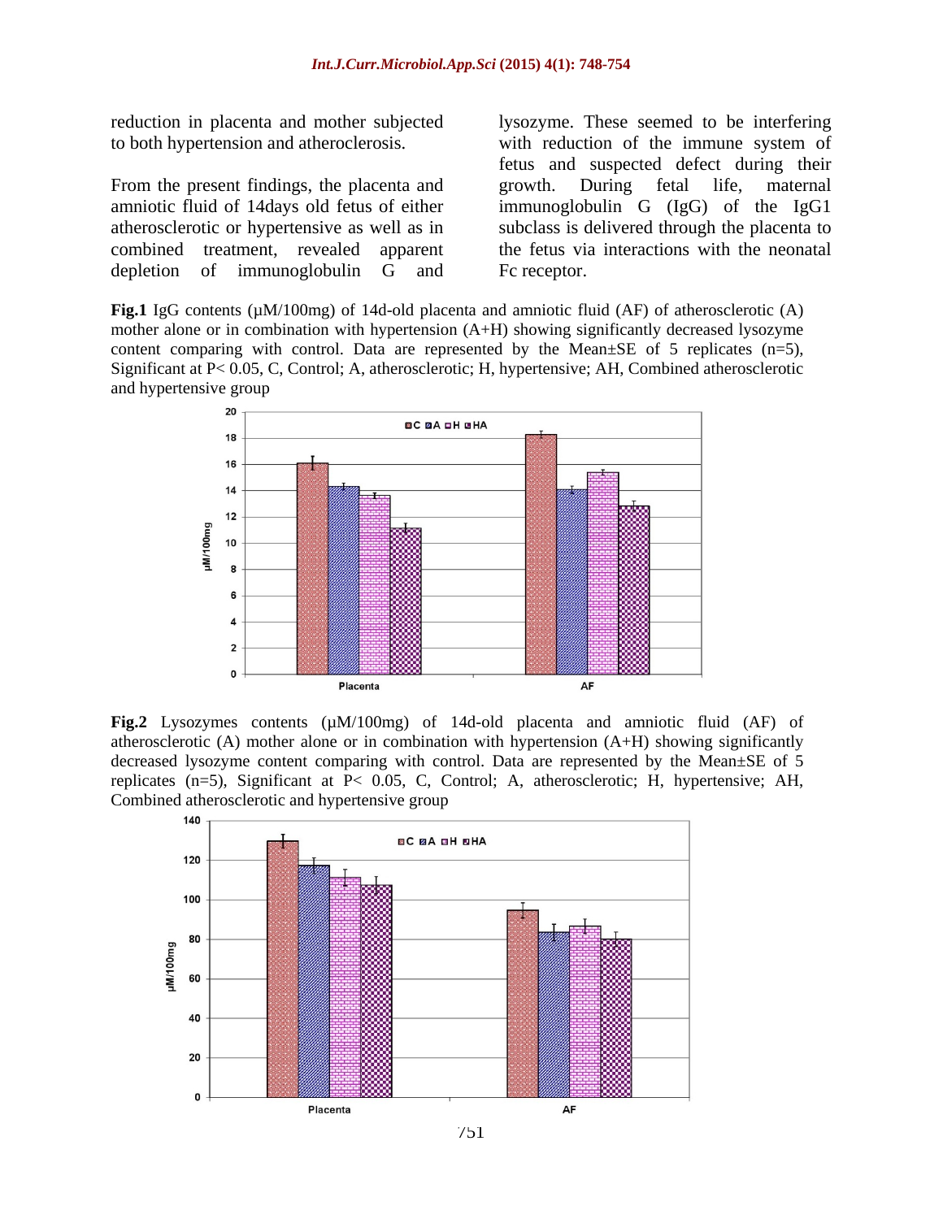reduction in placenta and mother subjected to both hypertension and atheroclerosis.

From the present findings, the placenta and amniotic fluid of 14days old fetus of either atherosclerotic or hypertensive as well as in combined treatment, revealed apparent depletion of immunoglobulin G and lysozyme. These seemed to be interfering with reduction of the immune system of fetus and suspected defect during their growth. During fetal life, maternal immunoglobulin G (IgG) of the IgG1 subclass is delivered through the placenta to the fetus via interactions with the neonatal Fc receptor.

**Fig.1** IgG contents (µM/100mg) of 14d-old placenta and amniotic fluid (AF) of atherosclerotic (A) mother alone or in combination with hypertension (A+H) showing significantly decreased lysozyme content comparing with control. Data are represented by the Mean±SE of 5 replicates (n=5), Significant at P< 0.05, C, Control; A, atherosclerotic; H, hypertensive; AH, Combined atherosclerotic and hypertensive group

**Fig.2** Lysozymes contents (µM/100mg) of 14d-old placenta and amniotic fluid (AF) of atherosclerotic (A) mother alone or in combination with hypertension (A+H) showing significantly decreased lysozyme content comparing with control. Data are represented by the Mean±SE of 5 replicates (n=5), Significant at P< 0.05, C, Control; A, atherosclerotic; H, hypertensive; AH, Combined atherosclerotic and hypertensive group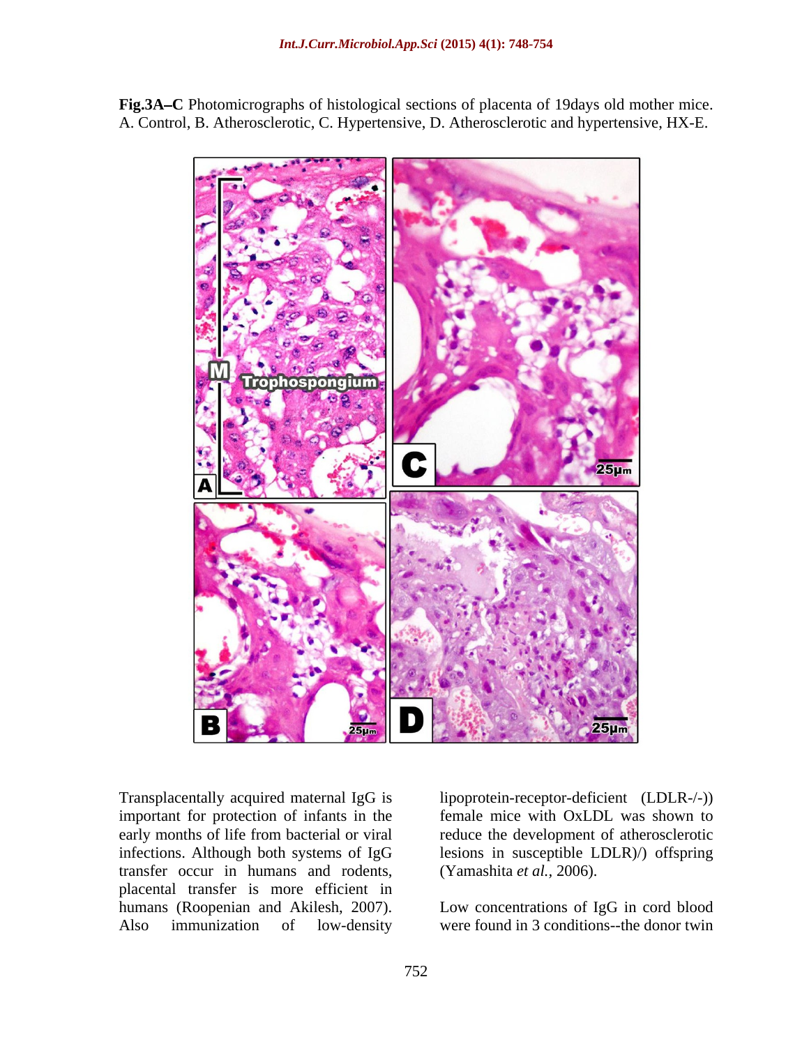**Fig.3A–C** Photomicrographs of histological sections of placenta of 19days old mother mice. A. Control, B. Atherosclerotic, C. Hypertensive, D. Atherosclerotic and hypertensive, HX-E.

Transplacentally acquired maternal IgG is important for protection of infants in the early months of life from bacterial or viral infections. Although both systems of IgG transfer occur in humans and rodents, placental transfer is more efficient in humans (Roopenian and Akilesh, 2007). Also immunization of low-density lipoprotein-receptor-deficient (LDLR-/-)) female mice with OxLDL was shown to reduce the development of atherosclerotic lesions in susceptible LDLR)/) offspring (Yamashita *et al.*, 2006).

Low concentrations of IgG in cord blood were found in 3 conditions--the donor twin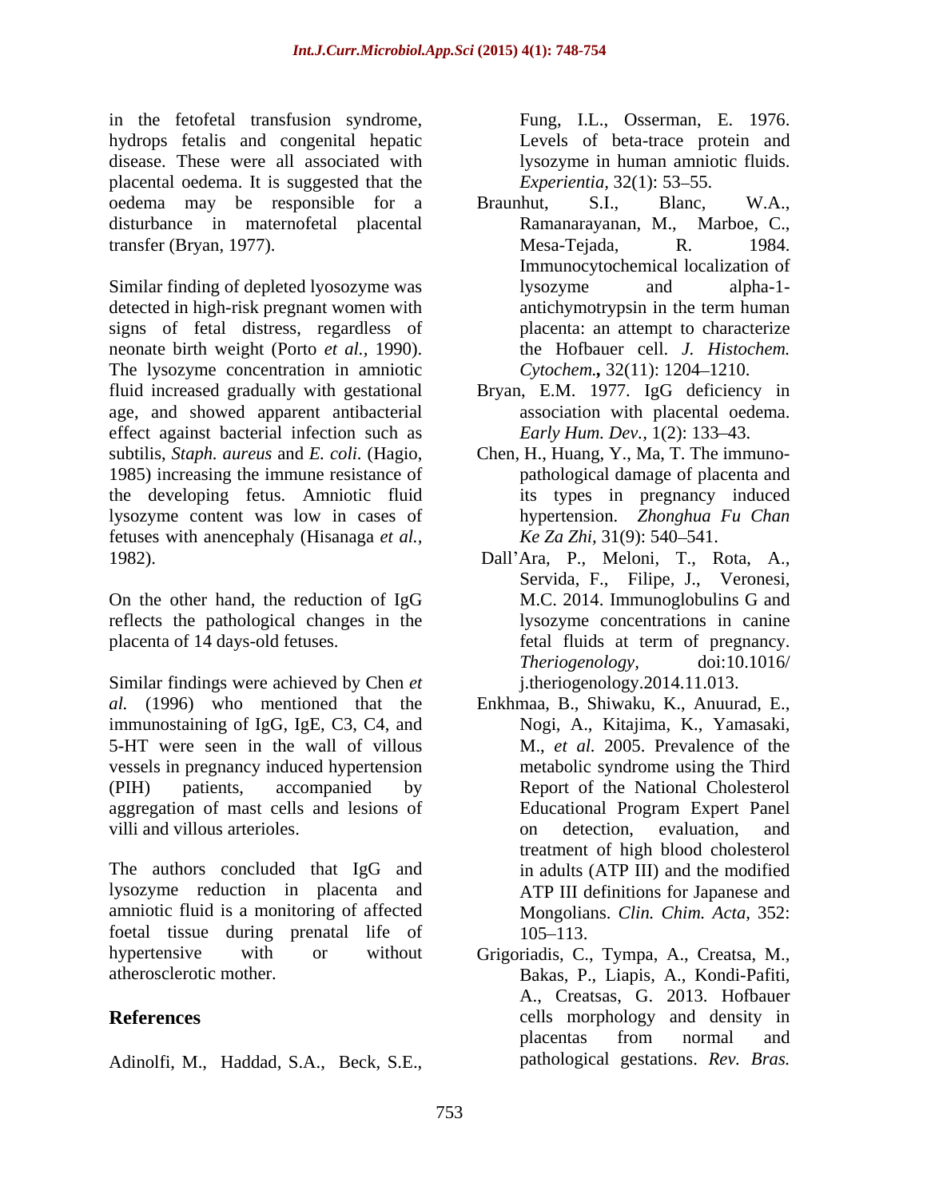in the fetofetal transfusion syndrome, hydrops fetalis and congenital hepatic disease. These were all associated with placental oedema. It is suggested that the oedema may be responsible for a disturbance in maternofetal placental transfer (Bryan, 1977).

Similar finding of depleted lyosozyme was detected in high-risk pregnant women with signs of fetal distress, regardless of neonate birth weight (Porto *et al.,* 1990). The lysozyme concentration in amniotic fluid increased gradually with gestational age, and showed apparent antibacterial effect against bacterial infection such as subtilis, *Staph. aureus* and *E. coli.* (Hagio, 1985) increasing the immune resistance of the developing fetus. Amniotic fluid lysozyme content was low in cases of fetuses with anencephaly (Hisanaga *et al.,* 1982).

On the other hand, the reduction of IgG reflects the pathological changes in the placenta of 14 days-old fetuses.

Similar findings were achieved by Chen *et al.* (1996) who mentioned that the immunostaining of IgG, IgE, C3, C4, and 5-HT were seen in the wall of villous vessels in pregnancy induced hypertension (PIH) patients, accompanied by aggregation of mast cells and lesions of villi and villous arterioles.

The authors concluded that IgG and lysozyme reduction in placenta and amniotic fluid is a monitoring of affected foetal tissue during prenatal life of hypertensive with or without atherosclerotic mother.

## References

Adinolfi, M., Haddad, S.A., Beck, S.E., Fung, I.L., Osserman, E. 1976. Levels of beta-trace protein and lysozyme in human amniotic fluids. *Experientia,* 32(1): 53–55.

Braunhut, S.I., Blanc, W.A., Ramanarayanan, M., Marboe, C., Mesa-Tejada, R. 1984. Immunocytochemical localization of lysozyme and alpha-1-antichymotrypsin in the term human placenta: an attempt to characterize the Hofbauer cell. *J. Histochem. Cytochem.***,** 32(11): 1204–1210.

Bryan, E.M. 1977. IgG deficiency in association with placental oedema. *Early Hum. Dev.,* 1(2): 133–43.

Chen, H., Huang, Y., Ma, T. The immuno-pathological damage of placenta and its types in pregnancy induced hypertension. *Zhonghua Fu Chan Ke Za Zhi,* 31(9): 540–541.

Dall'Ara, P., Meloni, T., Rota, A., Servida, F., Filipe, J., Veronesi, M.C. 2014. Immunoglobulins G and lysozyme concentrations in canine fetal fluids at term of pregnancy. *Theriogenology,* doi:10.1016/ j.theriogenology.2014.11.013.

Enkhmaa, B., Shiwaku, K., Anuurad, E., Nogi, A., Kitajima, K., Yamasaki, M., *et al.* 2005. Prevalence of the metabolic syndrome using the Third Report of the National Cholesterol Educational Program Expert Panel on detection, evaluation, and treatment of high blood cholesterol in adults (ATP III) and the modified ATP III definitions for Japanese and Mongolians. *Clin. Chim. Acta,* 352: 105–113.

Grigoriadis, C., Tympa, A., Creatsa, M., Bakas, P., Liapis, A., Kondi-Pafiti, A., Creatsas, G. 2013. Hofbauer cells morphology and density in placentas from normal and pathological gestations. *Rev. Bras.*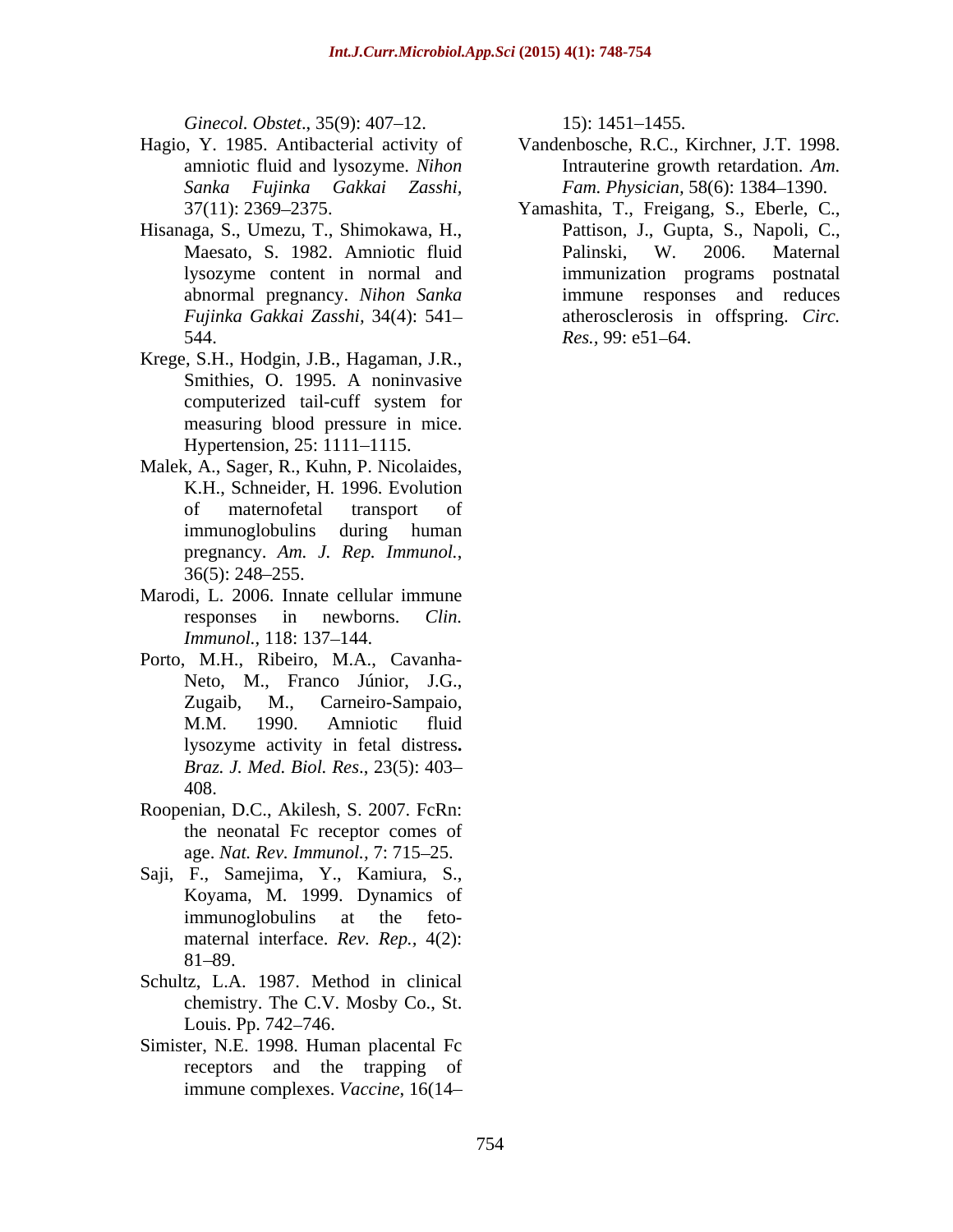*Ginecol. Obstet*., 35(9): 407–12.

Hagio, Y. 1985. Antibacterial activity of amniotic fluid and lysozyme. *Nihon Sanka Fujinka Gakkai Zasshi,* 37(11): 2369–2375.

Hisanaga, S., Umezu, T., Shimokawa, H., Maesato, S. 1982. Amniotic fluid lysozyme content in normal and abnormal pregnancy. *Nihon Sanka Fujinka Gakkai Zasshi,* 34(4): 541–544.

Krege, S.H., Hodgin, J.B., Hagaman, J.R., Smithies, O. 1995. A noninvasive computerized tail-cuff system for measuring blood pressure in mice. Hypertension, 25: 1111–1115.

Malek, A., Sager, R., Kuhn, P. Nicolaides, K.H., Schneider, H. 1996. Evolution of maternofetal transport of immunoglobulins during human pregnancy. *Am. J. Rep. Immunol.,* 36(5): 248–255.

Marodi, L. 2006. Innate cellular immune responses in newborns. *Clin. Immunol.,* 118: 137–144.

Porto, M.H., Ribeiro, M.A., Cavanha-Neto, M., Franco Júnior, J.G., Zugaib, M., Carneiro-Sampaio, M.M. 1990. Amniotic fluid lysozyme activity in fetal distress**.** *Braz. J. Med. Biol. Res*., 23(5): 403–408.

Roopenian, D.C., Akilesh, S. 2007. FcRn: the neonatal Fc receptor comes of age. *Nat. Rev. Immunol.,* 7: 715–25.

Saji, F., Samejima, Y., Kamiura, S., Koyama, M. 1999. Dynamics of immunoglobulins at the feto-maternal interface. *Rev. Rep.,* 4(2): 81–89.

Schultz, L.A. 1987. Method in clinical chemistry. The C.V. Mosby Co., St. Louis. Pp. 742–746.

Simister, N.E. 1998. Human placental Fc receptors and the trapping of immune complexes. *Vaccine,* 16(14–15): 1451–1455.

Vandenbosche, R.C., Kirchner, J.T. 1998. Intrauterine growth retardation. *Am. Fam. Physician*, 58(6): 1384–1390.

Yamashita, T., Freigang, S., Eberle, C., Pattison, J., Gupta, S., Napoli, C., Palinski, W. 2006. Maternal immunization programs postnatal immune responses and reduces atherosclerosis in offspring. *Circ. Res.,* 99: e51–64.